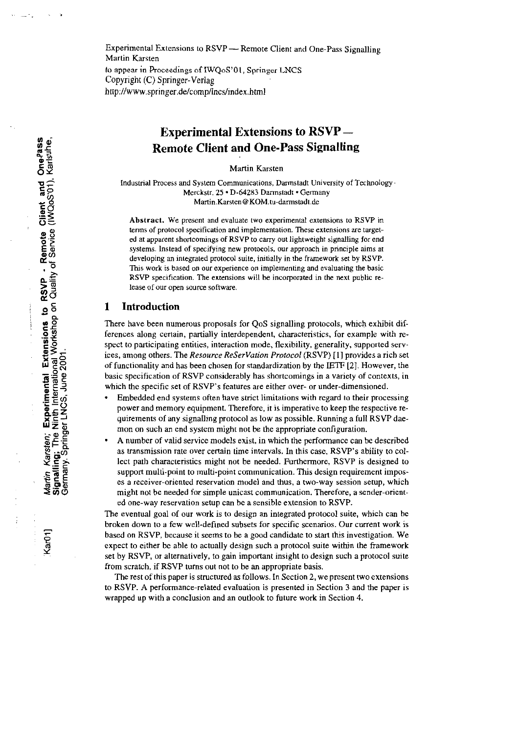Experimental Extensions to RSVP — Remote Client and One-Pass Signalling
Martin Karsten
to appear in Proceedings of IWQoS'01, Springer LNCS
Copyright (C) Springer-Verlag
http://www.springer.de/comp/lncs/index.html

[Kar01] *Martin Karsten*; **Experimental Extensions to RSVP - Remote Client and One-Pass Signalling**; The Ninth International Workshop on Quality of Service (IWQoS'01), Karlsruhe, Germany. Springer LNCS, June 2001.

# Experimental Extensions to RSVP — Remote Client and One-Pass Signalling

Martin Karsten

Industrial Process and System Communications, Darmstadt University of Technology • Merckstr. 25 • D-64283 Darmstadt • Germany
Martin.Karsten@KOM.tu-darmstadt.de

**Abstract.** We present and evaluate two experimental extensions to RSVP in terms of protocol specification and implementation. These extensions are targeted at apparent shortcomings of RSVP to carry out lightweight signalling for end systems. Instead of specifying new protocols, our approach in principle aims at developing an integrated protocol suite, initially in the framework set by RSVP. This work is based on our experience on implementing and evaluating the basic RSVP specification. The extensions will be incorporated in the next public release of our open source software.

## 1 Introduction

There have been numerous proposals for QoS signalling protocols, which exhibit differences along certain, partially interdependent, characteristics, for example with respect to participating entities, interaction mode, flexibility, generality, supported services, among others. The *Resource ReSerVation Protocol* (RSVP) [1] provides a rich set of functionality and has been chosen for standardization by the IETF [2]. However, the basic specification of RSVP considerably has shortcomings in a variety of contexts, in which the specific set of RSVP's features are either over- or under-dimensioned.

- Embedded end systems often have strict limitations with regard to their processing power and memory equipment. Therefore, it is imperative to keep the respective requirements of any signalling protocol as low as possible. Running a full RSVP daemon on such an end system might not be the appropriate configuration.
- A number of valid service models exist, in which the performance can be described as transmission rate over certain time intervals. In this case, RSVP's ability to collect path characteristics might not be needed. Furthermore, RSVP is designed to support multi-point to multi-point communication. This design requirement imposes a receiver-oriented reservation model and thus, a two-way session setup, which might not be needed for simple unicast communication. Therefore, a sender-oriented one-way reservation setup can be a sensible extension to RSVP.

The eventual goal of our work is to design an integrated protocol suite, which can be broken down to a few well-defined subsets for specific scenarios. Our current work is based on RSVP, because it seems to be a good candidate to start this investigation. We expect to either be able to actually design such a protocol suite within the framework set by RSVP, or alternatively, to gain important insight to design such a protocol suite from scratch, if RSVP turns out not to be an appropriate basis.

The rest of this paper is structured as follows. In Section 2, we present two extensions to RSVP. A performance-related evaluation is presented in Section 3 and the paper is wrapped up with a conclusion and an outlook to future work in Section 4.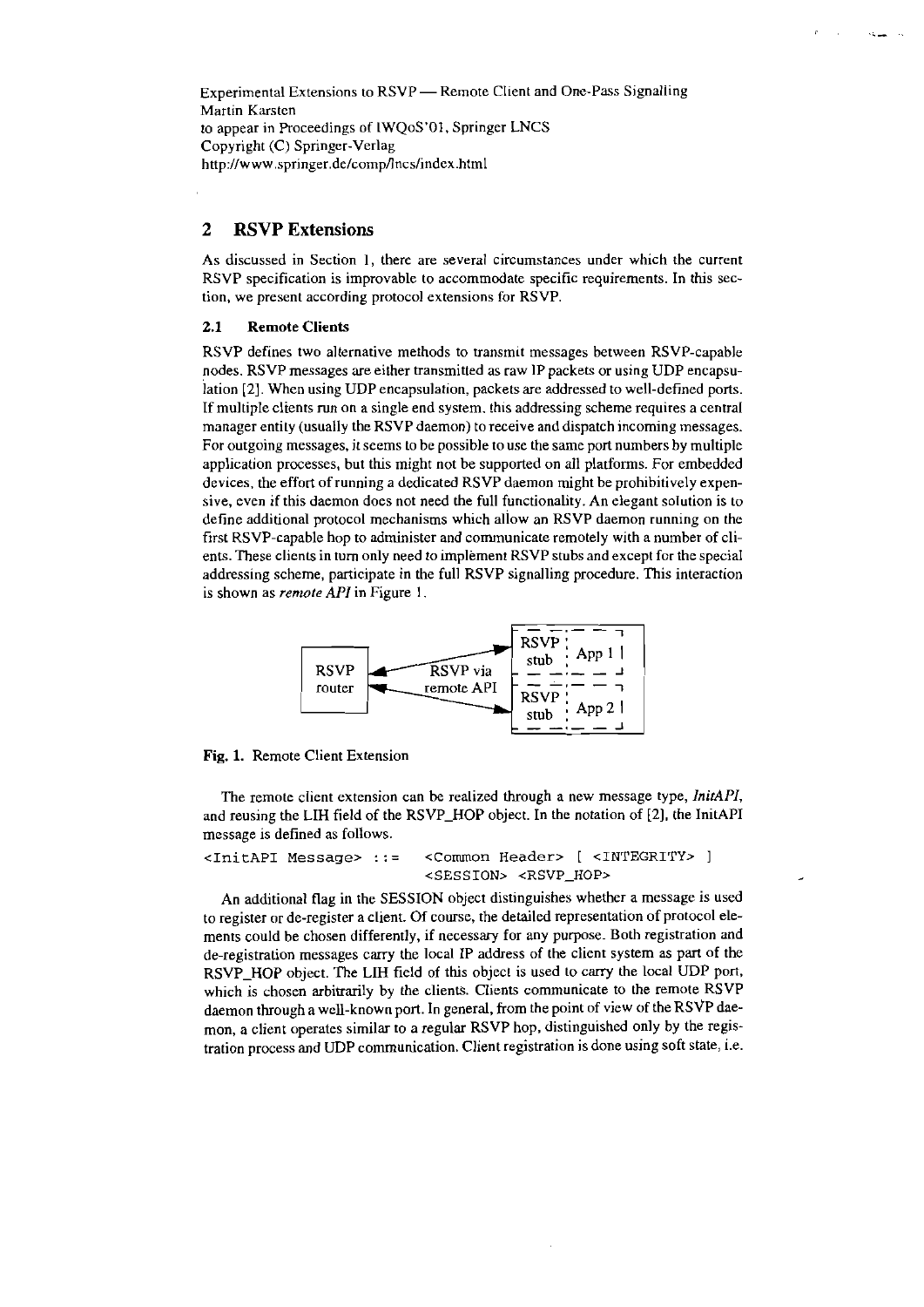Experimental Extensions to RSVP — Remote Client and One-Pass Signalling
Martin Karsten
to appear in Proceedings of IWQoS'01, Springer LNCS
Copyright (C) Springer-Verlag
http://www.springer.de/comp/lncs/index.html

## 2 RSVP Extensions

As discussed in Section 1, there are several circumstances under which the current RSVP specification is improvable to accommodate specific requirements. In this section, we present according protocol extensions for RSVP.

### 2.1 Remote Clients

RSVP defines two alternative methods to transmit messages between RSVP-capable nodes. RSVP messages are either transmitted as raw IP packets or using UDP encapsulation [2]. When using UDP encapsulation, packets are addressed to well-defined ports. If multiple clients run on a single end system, this addressing scheme requires a central manager entity (usually the RSVP daemon) to receive and dispatch incoming messages. For outgoing messages, it seems to be possible to use the same port numbers by multiple application processes, but this might not be supported on all platforms. For embedded devices, the effort of running a dedicated RSVP daemon might be prohibitively expensive, even if this daemon does not need the full functionality. An elegant solution is to define additional protocol mechanisms which allow an RSVP daemon running on the first RSVP-capable hop to administer and communicate remotely with a number of clients. These clients in turn only need to implement RSVP stubs and except for the special addressing scheme, participate in the full RSVP signalling procedure. This interaction is shown as *remote API* in Figure 1.

RSVP router

RSVP via remote API

RSVP stub | App 1

RSVP stub | App 2

**Fig. 1.** Remote Client Extension

The remote client extension can be realized through a new message type, *InitAPI*, and reusing the LIH field of the RSVP_HOP object. In the notation of [2], the InitAPI message is defined as follows.

```
<InitAPI Message> ::=    <Common Header> [ <INTEGRITY> ]
                         <SESSION> <RSVP_HOP>
```

An additional flag in the SESSION object distinguishes whether a message is used to register or de-register a client. Of course, the detailed representation of protocol elements could be chosen differently, if necessary for any purpose. Both registration and de-registration messages carry the local IP address of the client system as part of the RSVP_HOP object. The LIH field of this object is used to carry the local UDP port, which is chosen arbitrarily by the clients. Clients communicate to the remote RSVP daemon through a well-known port. In general, from the point of view of the RSVP daemon, a client operates similar to a regular RSVP hop, distinguished only by the registration process and UDP communication. Client registration is done using soft state, i.e.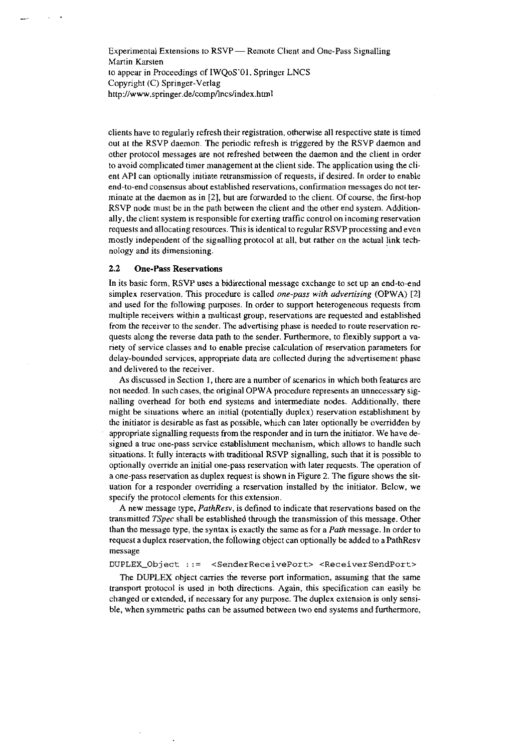clients have to regularly refresh their registration, otherwise all respective state is timed out at the RSVP daemon. The periodic refresh is triggered by the RSVP daemon and other protocol messages are not refreshed between the daemon and the client in order to avoid complicated timer management at the client side. The application using the client API can optionally initiate retransmission of requests, if desired. In order to enable end-to-end consensus about established reservations, confirmation messages do not terminate at the daemon as in [2], but are forwarded to the client. Of course, the first-hop RSVP node must be in the path between the client and the other end system. Additionally, the client system is responsible for exerting traffic control on incoming reservation requests and allocating resources. This is identical to regular RSVP processing and even mostly independent of the signalling protocol at all, but rather on the actual link technology and its dimensioning.

### 2.2 One-Pass Reservations

In its basic form, RSVP uses a bidirectional message exchange to set up an end-to-end simplex reservation. This procedure is called *one-pass with advertising* (OPWA) [2] and used for the following purposes. In order to support heterogeneous requests from multiple receivers within a multicast group, reservations are requested and established from the receiver to the sender. The advertising phase is needed to route reservation requests along the reverse data path to the sender. Furthermore, to flexibly support a variety of service classes and to enable precise calculation of reservation parameters for delay-bounded services, appropriate data are collected during the advertisement phase and delivered to the receiver.

As discussed in Section 1, there are a number of scenarios in which both features are not needed. In such cases, the original OPWA procedure represents an unnecessary signalling overhead for both end systems and intermediate nodes. Additionally, there might be situations where an initial (potentially duplex) reservation establishment by the initiator is desirable as fast as possible, which can later optionally be overridden by appropriate signalling requests from the responder and in turn the initiator. We have designed a true one-pass service establishment mechanism, which allows to handle such situations. It fully interacts with traditional RSVP signalling, such that it is possible to optionally override an initial one-pass reservation with later requests. The operation of a one-pass reservation as duplex request is shown in Figure 2. The figure shows the situation for a responder overriding a reservation installed by the initiator. Below, we specify the protocol elements for this extension.

A new message type, *PathResv*, is defined to indicate that reservations based on the transmitted *TSpec* shall be established through the transmission of this message. Other than the message type, the syntax is exactly the same as for a *Path* message. In order to request a duplex reservation, the following object can optionally be added to a PathResv message

```
DUPLEX_Object ::=   <SenderReceivePort> <ReceiverSendPort>
```

The DUPLEX object carries the reverse port information, assuming that the same transport protocol is used in both directions. Again, this specification can easily be changed or extended, if necessary for any purpose. The duplex extension is only sensible, when symmetric paths can be assumed between two end systems and furthermore,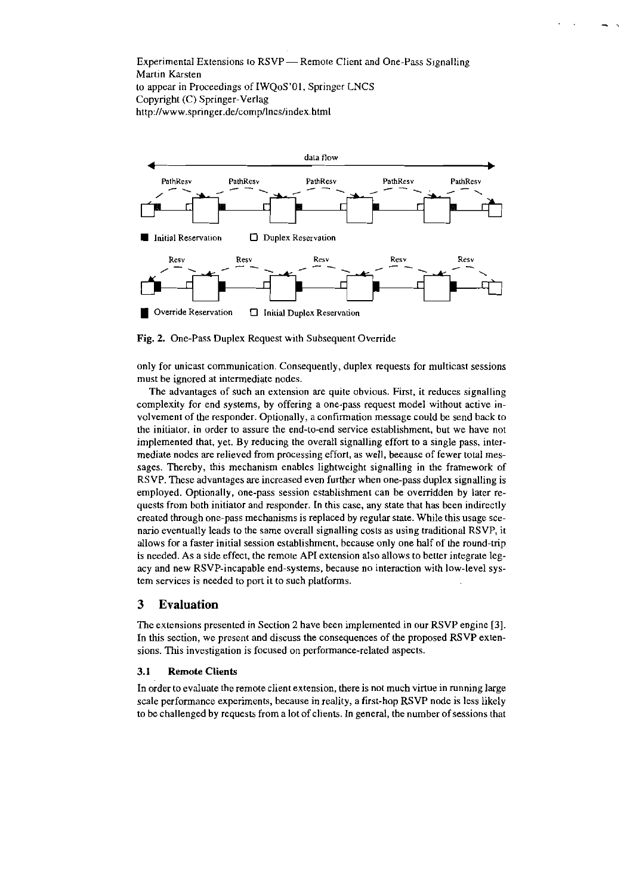Experimental Extensions to RSVP — Remote Client and One-Pass Signalling
Martin Karsten
to appear in Proceedings of IWQoS'01, Springer LNCS
Copyright (C) Springer-Verlag
http://www.springer.de/comp/lncs/index.html

Fig. 2. One-Pass Duplex Request with Subsequent Override

only for unicast communication. Consequently, duplex requests for multicast sessions must be ignored at intermediate nodes.

The advantages of such an extension are quite obvious. First, it reduces signalling complexity for end systems, by offering a one-pass request model without active involvement of the responder. Optionally, a confirmation message could be send back to the initiator, in order to assure the end-to-end service establishment, but we have not implemented that, yet. By reducing the overall signalling effort to a single pass, intermediate nodes are relieved from processing effort, as well, because of fewer total messages. Thereby, this mechanism enables lightweight signalling in the framework of RSVP. These advantages are increased even further when one-pass duplex signalling is employed. Optionally, one-pass session establishment can be overridden by later requests from both initiator and responder. In this case, any state that has been indirectly created through one-pass mechanisms is replaced by regular state. While this usage scenario eventually leads to the same overall signalling costs as using traditional RSVP, it allows for a faster initial session establishment, because only one half of the round-trip is needed. As a side effect, the remote API extension also allows to better integrate legacy and new RSVP-incapable end-systems, because no interaction with low-level system services is needed to port it to such platforms.

## 3 Evaluation

The extensions presented in Section 2 have been implemented in our RSVP engine [3]. In this section, we present and discuss the consequences of the proposed RSVP extensions. This investigation is focused on performance-related aspects.

### 3.1 Remote Clients

In order to evaluate the remote client extension, there is not much virtue in running large scale performance experiments, because in reality, a first-hop RSVP node is less likely to be challenged by requests from a lot of clients. In general, the number of sessions that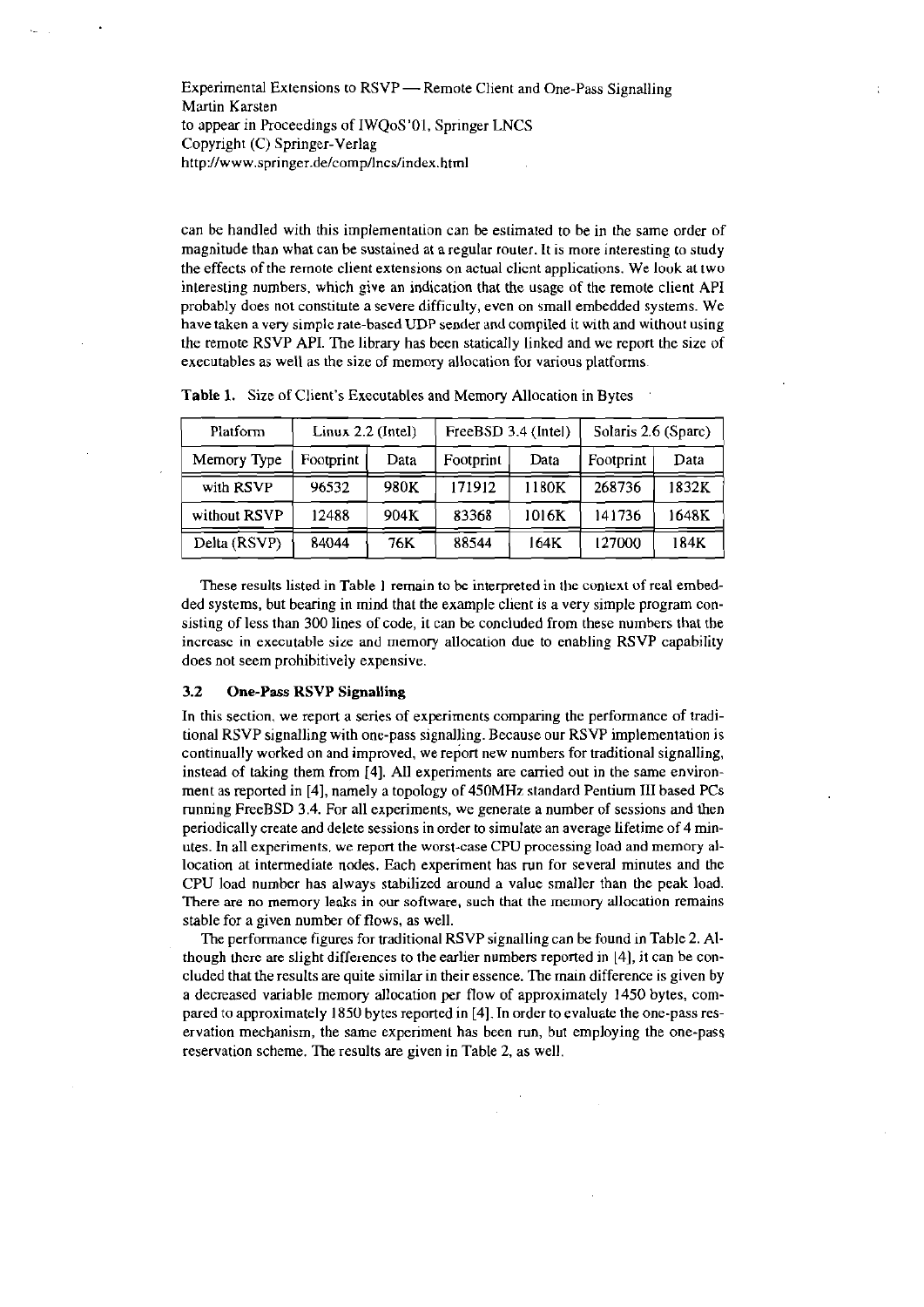can be handled with this implementation can be estimated to be in the same order of magnitude than what can be sustained at a regular router. It is more interesting to study the effects of the remote client extensions on actual client applications. We look at two interesting numbers, which give an indication that the usage of the remote client API probably does not constitute a severe difficulty, even on small embedded systems. We have taken a very simple rate-based UDP sender and compiled it with and without using the remote RSVP API. The library has been statically linked and we report the size of executables as well as the size of memory allocation for various platforms.

**Table 1.** Size of Client's Executables and Memory Allocation in Bytes

| Platform | Linux 2.2 (Intel) | | FreeBSD 3.4 (Intel) | | Solaris 2.6 (Sparc) | |
|---|---|---|---|---|---|---|
| Memory Type | Footprint | Data | Footprint | Data | Footprint | Data |
| with RSVP | 96532 | 980K | 171912 | 1180K | 268736 | 1832K |
| without RSVP | 12488 | 904K | 83368 | 1016K | 141736 | 1648K |
| Delta (RSVP) | 84044 | 76K | 88544 | 164K | 127000 | 184K |

These results listed in Table 1 remain to be interpreted in the context of real embedded systems, but bearing in mind that the example client is a very simple program consisting of less than 300 lines of code, it can be concluded from these numbers that the increase in executable size and memory allocation due to enabling RSVP capability does not seem prohibitively expensive.

### 3.2 One-Pass RSVP Signalling

In this section, we report a series of experiments comparing the performance of traditional RSVP signalling with one-pass signalling. Because our RSVP implementation is continually worked on and improved, we report new numbers for traditional signalling, instead of taking them from [4]. All experiments are carried out in the same environment as reported in [4], namely a topology of 450MHz standard Pentium III based PCs running FreeBSD 3.4. For all experiments, we generate a number of sessions and then periodically create and delete sessions in order to simulate an average lifetime of 4 minutes. In all experiments, we report the worst-case CPU processing load and memory allocation at intermediate nodes. Each experiment has run for several minutes and the CPU load number has always stabilized around a value smaller than the peak load. There are no memory leaks in our software, such that the memory allocation remains stable for a given number of flows, as well.

The performance figures for traditional RSVP signalling can be found in Table 2. Although there are slight differences to the earlier numbers reported in [4], it can be concluded that the results are quite similar in their essence. The main difference is given by a decreased variable memory allocation per flow of approximately 1450 bytes, compared to approximately 1850 bytes reported in [4]. In order to evaluate the one-pass reservation mechanism, the same experiment has been run, but employing the one-pass reservation scheme. The results are given in Table 2, as well.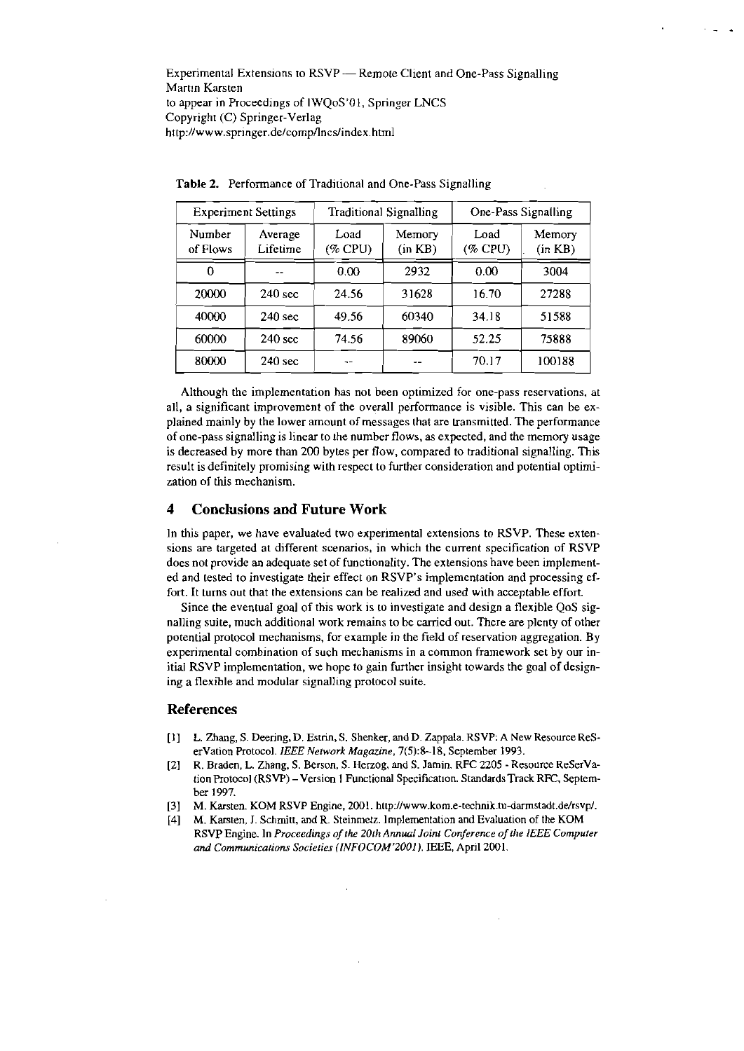Experimental Extensions to RSVP — Remote Client and One-Pass Signalling
Martin Karsten
to appear in Proceedings of IWQoS'01, Springer LNCS
Copyright (C) Springer-Verlag
http://www.springer.de/comp/lncs/index.html

**Table 2.** Performance of Traditional and One-Pass Signalling

| Experiment Settings | | Traditional Signalling | | One-Pass Signalling | |
|---|---|---|---|---|---|
| Number of Flows | Average Lifetime | Load (% CPU) | Memory (in KB) | Load (% CPU) | Memory (in KB) |
| 0 | -- | 0.00 | 2932 | 0.00 | 3004 |
| 20000 | 240 sec | 24.56 | 31628 | 16.70 | 27288 |
| 40000 | 240 sec | 49.56 | 60340 | 34.18 | 51588 |
| 60000 | 240 sec | 74.56 | 89060 | 52.25 | 75888 |
| 80000 | 240 sec | -- | -- | 70.17 | 100188 |

Although the implementation has not been optimized for one-pass reservations, at all, a significant improvement of the overall performance is visible. This can be explained mainly by the lower amount of messages that are transmitted. The performance of one-pass signalling is linear to the number flows, as expected, and the memory usage is decreased by more than 200 bytes per flow, compared to traditional signalling. This result is definitely promising with respect to further consideration and potential optimization of this mechanism.

## 4 Conclusions and Future Work

In this paper, we have evaluated two experimental extensions to RSVP. These extensions are targeted at different scenarios, in which the current specification of RSVP does not provide an adequate set of functionality. The extensions have been implemented and tested to investigate their effect on RSVP's implementation and processing effort. It turns out that the extensions can be realized and used with acceptable effort.

Since the eventual goal of this work is to investigate and design a flexible QoS signalling suite, much additional work remains to be carried out. There are plenty of other potential protocol mechanisms, for example in the field of reservation aggregation. By experimental combination of such mechanisms in a common framework set by our initial RSVP implementation, we hope to gain further insight towards the goal of designing a flexible and modular signalling protocol suite.

## References

[1] L. Zhang, S. Deering, D. Estrin, S. Shenker, and D. Zappala. RSVP: A New Resource ReSerVation Protocol. *IEEE Network Magazine*, 7(5):8–18, September 1993.

[2] R. Braden, L. Zhang, S. Berson, S. Herzog, and S. Jamin. RFC 2205 - Resource ReSerVation Protocol (RSVP) – Version 1 Functional Specification. Standards Track RFC, September 1997.

[3] M. Karsten. KOM RSVP Engine, 2001. http://www.kom.e-technik.tu-darmstadt.de/rsvp/.

[4] M. Karsten, J. Schmitt, and R. Steinmetz. Implementation and Evaluation of the KOM RSVP Engine. In *Proceedings of the 20th Annual Joint Conference of the IEEE Computer and Communications Societies (INFOCOM'2001)*. IEEE, April 2001.